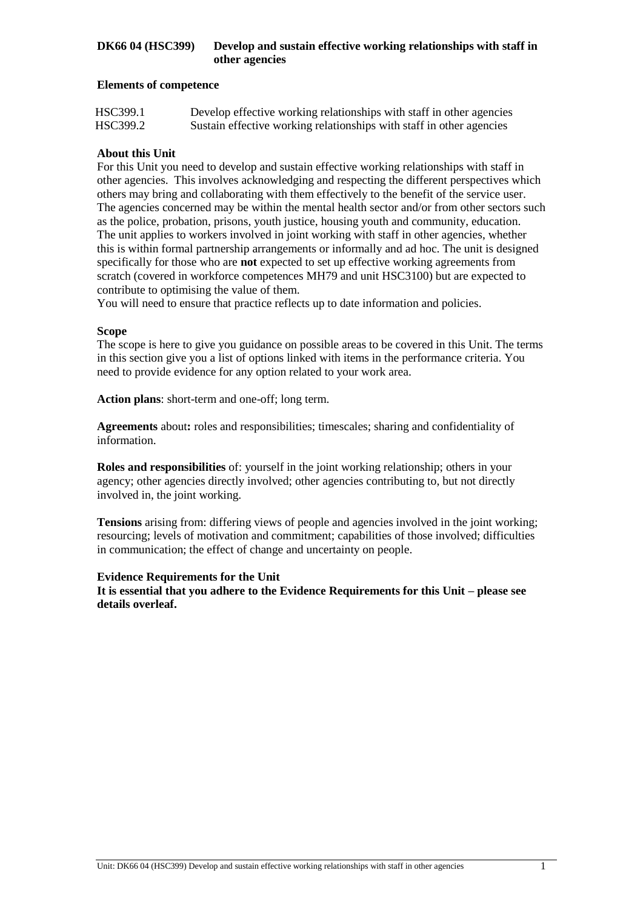# DK66 04 (HSC399) Develop and sustain effective working relationships with staff in other agencies

**Elements of competence**

| | |
|---|---|
| HSC399.1 | Develop effective working relationships with staff in other agencies |
| HSC399.2 | Sustain effective working relationships with staff in other agencies |

**About this Unit**

For this Unit you need to develop and sustain effective working relationships with staff in other agencies. This involves acknowledging and respecting the different perspectives which others may bring and collaborating with them effectively to the benefit of the service user. The agencies concerned may be within the mental health sector and/or from other sectors such as the police, probation, prisons, youth justice, housing youth and community, education. The unit applies to workers involved in joint working with staff in other agencies, whether this is within formal partnership arrangements or informally and ad hoc. The unit is designed specifically for those who are **not** expected to set up effective working agreements from scratch (covered in workforce competences MH79 and unit HSC3100) but are expected to contribute to optimising the value of them.

You will need to ensure that practice reflects up to date information and policies.

**Scope**

The scope is here to give you guidance on possible areas to be covered in this Unit. The terms in this section give you a list of options linked with items in the performance criteria. You need to provide evidence for any option related to your work area.

**Action plans**: short-term and one-off; long term.

**Agreements** about**:** roles and responsibilities; timescales; sharing and confidentiality of information.

**Roles and responsibilities** of: yourself in the joint working relationship; others in your agency; other agencies directly involved; other agencies contributing to, but not directly involved in, the joint working.

**Tensions** arising from: differing views of people and agencies involved in the joint working; resourcing; levels of motivation and commitment; capabilities of those involved; difficulties in communication; the effect of change and uncertainty on people.

**Evidence Requirements for the Unit**

**It is essential that you adhere to the Evidence Requirements for this Unit – please see details overleaf.**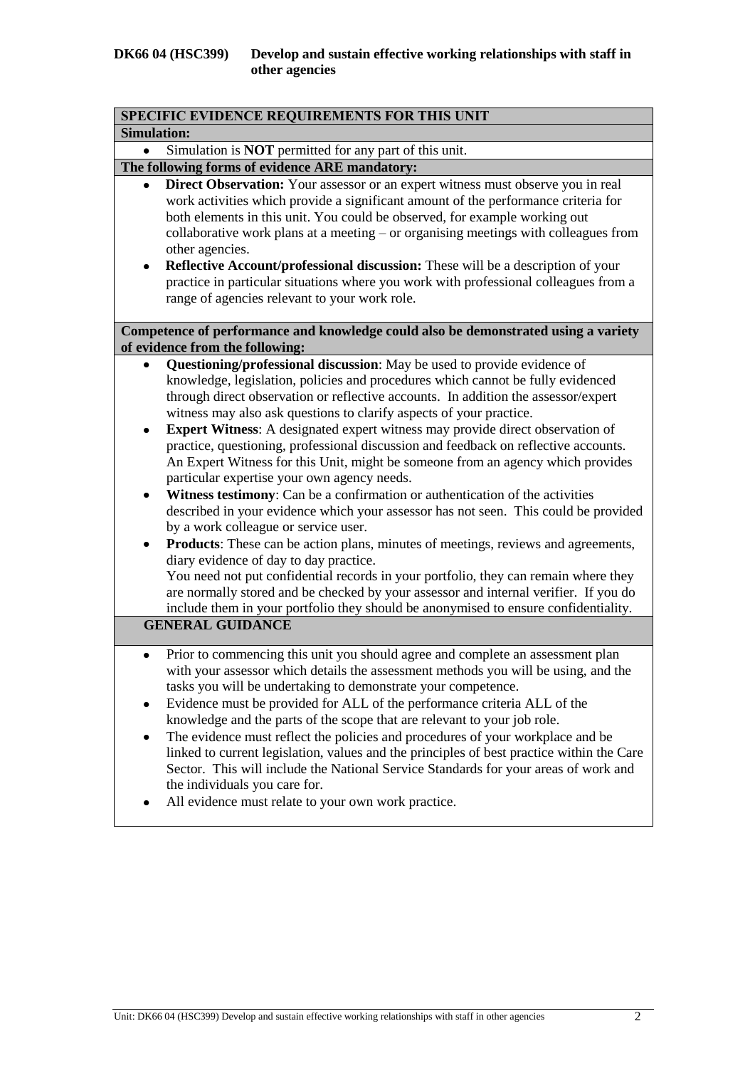**DK66 04 (HSC399) Develop and sustain effective working relationships with staff in other agencies**

**SPECIFIC EVIDENCE REQUIREMENTS FOR THIS UNIT**

**Simulation:**

- Simulation is **NOT** permitted for any part of this unit.

**The following forms of evidence ARE mandatory:**

- **Direct Observation:** Your assessor or an expert witness must observe you in real work activities which provide a significant amount of the performance criteria for both elements in this unit. You could be observed, for example working out collaborative work plans at a meeting – or organising meetings with colleagues from other agencies.
- **Reflective Account/professional discussion:** These will be a description of your practice in particular situations where you work with professional colleagues from a range of agencies relevant to your work role.

**Competence of performance and knowledge could also be demonstrated using a variety of evidence from the following:**

- **Questioning/professional discussion**: May be used to provide evidence of knowledge, legislation, policies and procedures which cannot be fully evidenced through direct observation or reflective accounts. In addition the assessor/expert witness may also ask questions to clarify aspects of your practice.
- **Expert Witness**: A designated expert witness may provide direct observation of practice, questioning, professional discussion and feedback on reflective accounts. An Expert Witness for this Unit, might be someone from an agency which provides particular expertise your own agency needs.
- **Witness testimony**: Can be a confirmation or authentication of the activities described in your evidence which your assessor has not seen. This could be provided by a work colleague or service user.
- **Products**: These can be action plans, minutes of meetings, reviews and agreements, diary evidence of day to day practice.
  You need not put confidential records in your portfolio, they can remain where they are normally stored and be checked by your assessor and internal verifier. If you do include them in your portfolio they should be anonymised to ensure confidentiality.

**GENERAL GUIDANCE**

- Prior to commencing this unit you should agree and complete an assessment plan with your assessor which details the assessment methods you will be using, and the tasks you will be undertaking to demonstrate your competence.
- Evidence must be provided for ALL of the performance criteria ALL of the knowledge and the parts of the scope that are relevant to your job role.
- The evidence must reflect the policies and procedures of your workplace and be linked to current legislation, values and the principles of best practice within the Care Sector. This will include the National Service Standards for your areas of work and the individuals you care for.
- All evidence must relate to your own work practice.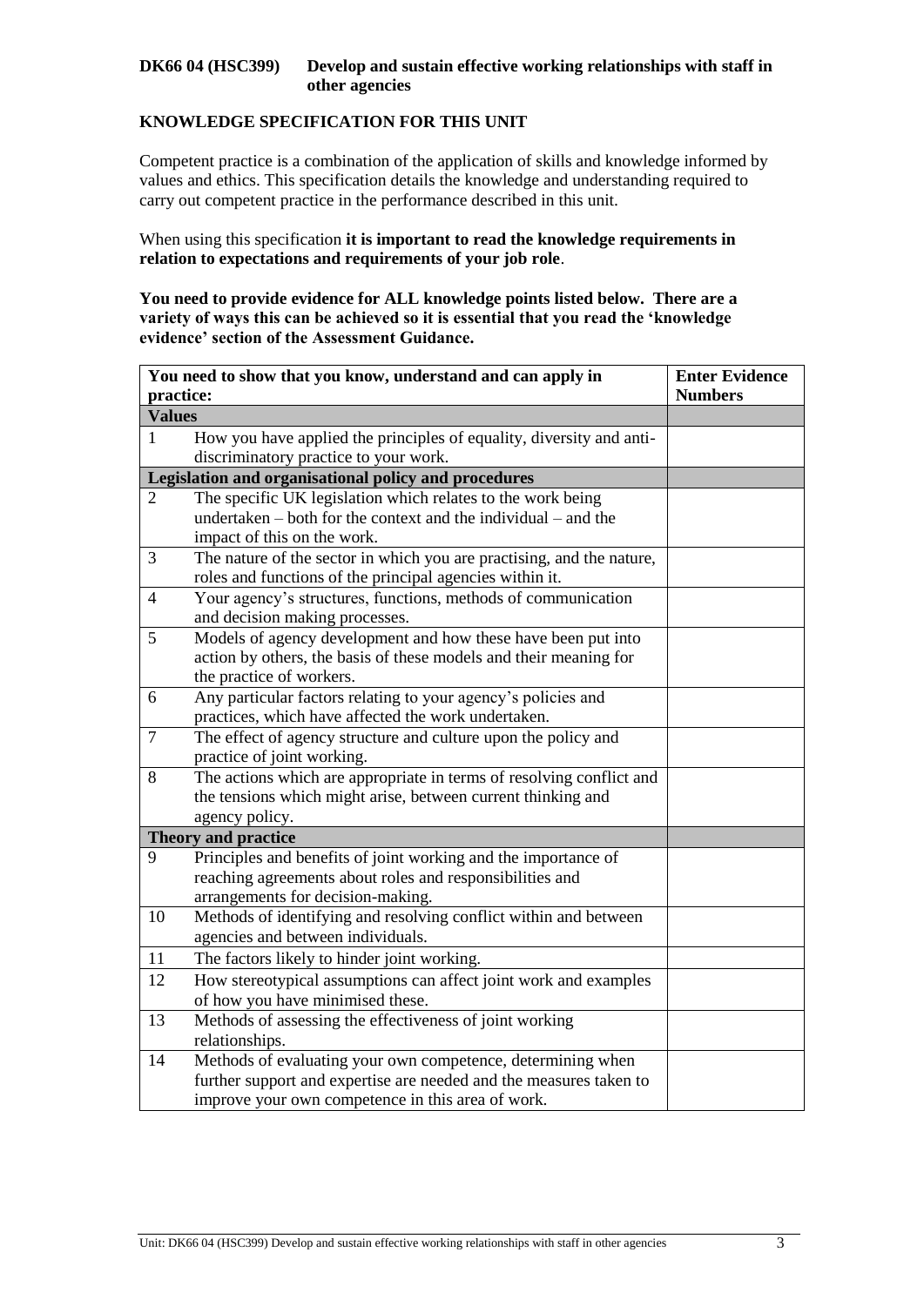**DK66 04 (HSC399) Develop and sustain effective working relationships with staff in other agencies**

**KNOWLEDGE SPECIFICATION FOR THIS UNIT**

Competent practice is a combination of the application of skills and knowledge informed by values and ethics. This specification details the knowledge and understanding required to carry out competent practice in the performance described in this unit.

When using this specification **it is important to read the knowledge requirements in relation to expectations and requirements of your job role**.

**You need to provide evidence for ALL knowledge points listed below. There are a variety of ways this can be achieved so it is essential that you read the 'knowledge evidence' section of the Assessment Guidance.**

| You need to show that you know, understand and can apply in practice: | | Enter Evidence Numbers |
|---|---|---|
| **Values** | | |
| 1 | How you have applied the principles of equality, diversity and anti-discriminatory practice to your work. | |
| **Legislation and organisational policy and procedures** | | |
| 2 | The specific UK legislation which relates to the work being undertaken – both for the context and the individual – and the impact of this on the work. | |
| 3 | The nature of the sector in which you are practising, and the nature, roles and functions of the principal agencies within it. | |
| 4 | Your agency's structures, functions, methods of communication and decision making processes. | |
| 5 | Models of agency development and how these have been put into action by others, the basis of these models and their meaning for the practice of workers. | |
| 6 | Any particular factors relating to your agency's policies and practices, which have affected the work undertaken. | |
| 7 | The effect of agency structure and culture upon the policy and practice of joint working. | |
| 8 | The actions which are appropriate in terms of resolving conflict and the tensions which might arise, between current thinking and agency policy. | |
| **Theory and practice** | | |
| 9 | Principles and benefits of joint working and the importance of reaching agreements about roles and responsibilities and arrangements for decision-making. | |
| 10 | Methods of identifying and resolving conflict within and between agencies and between individuals. | |
| 11 | The factors likely to hinder joint working. | |
| 12 | How stereotypical assumptions can affect joint work and examples of how you have minimised these. | |
| 13 | Methods of assessing the effectiveness of joint working relationships. | |
| 14 | Methods of evaluating your own competence, determining when further support and expertise are needed and the measures taken to improve your own competence in this area of work. | |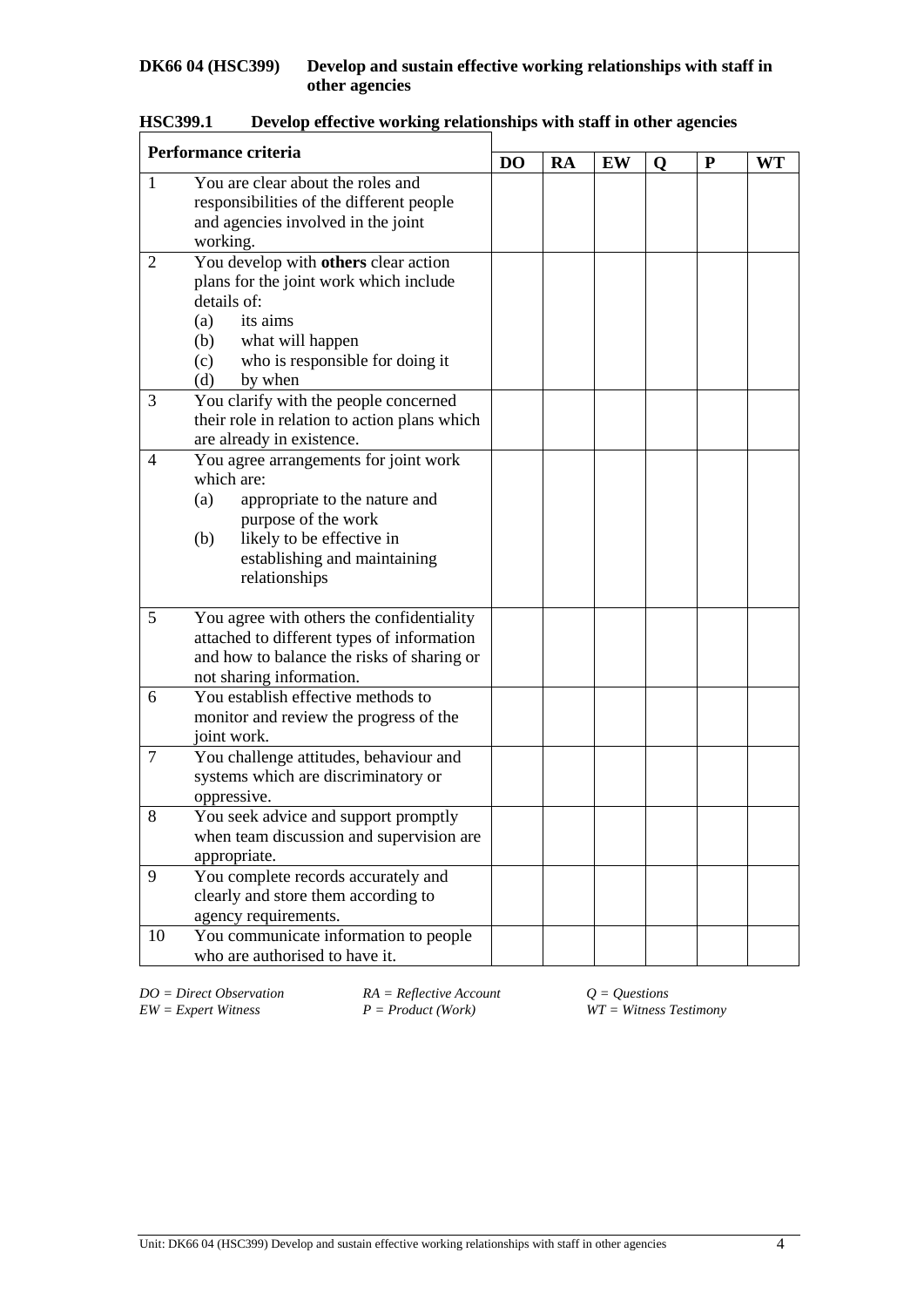**DK66 04 (HSC399) Develop and sustain effective working relationships with staff in other agencies**

**HSC399.1 Develop effective working relationships with staff in other agencies**

| **Performance criteria** | | **DO** | **RA** | **EW** | **Q** | **P** | **WT** |
|---|---|---|---|---|---|---|---|
| 1 | You are clear about the roles and responsibilities of the different people and agencies involved in the joint working. | | | | | | |
| 2 | You develop with **others** clear action plans for the joint work which include details of:<br>(a) its aims<br>(b) what will happen<br>(c) who is responsible for doing it<br>(d) by when | | | | | | |
| 3 | You clarify with the people concerned their role in relation to action plans which are already in existence. | | | | | | |
| 4 | You agree arrangements for joint work which are:<br>(a) appropriate to the nature and purpose of the work<br>(b) likely to be effective in establishing and maintaining relationships | | | | | | |
| 5 | You agree with others the confidentiality attached to different types of information and how to balance the risks of sharing or not sharing information. | | | | | | |
| 6 | You establish effective methods to monitor and review the progress of the joint work. | | | | | | |
| 7 | You challenge attitudes, behaviour and systems which are discriminatory or oppressive. | | | | | | |
| 8 | You seek advice and support promptly when team discussion and supervision are appropriate. | | | | | | |
| 9 | You complete records accurately and clearly and store them according to agency requirements. | | | | | | |
| 10 | You communicate information to people who are authorised to have it. | | | | | | |

*DO = Direct Observation* *RA = Reflective Account* *Q = Questions*
*EW = Expert Witness* *P = Product (Work)* *WT = Witness Testimony*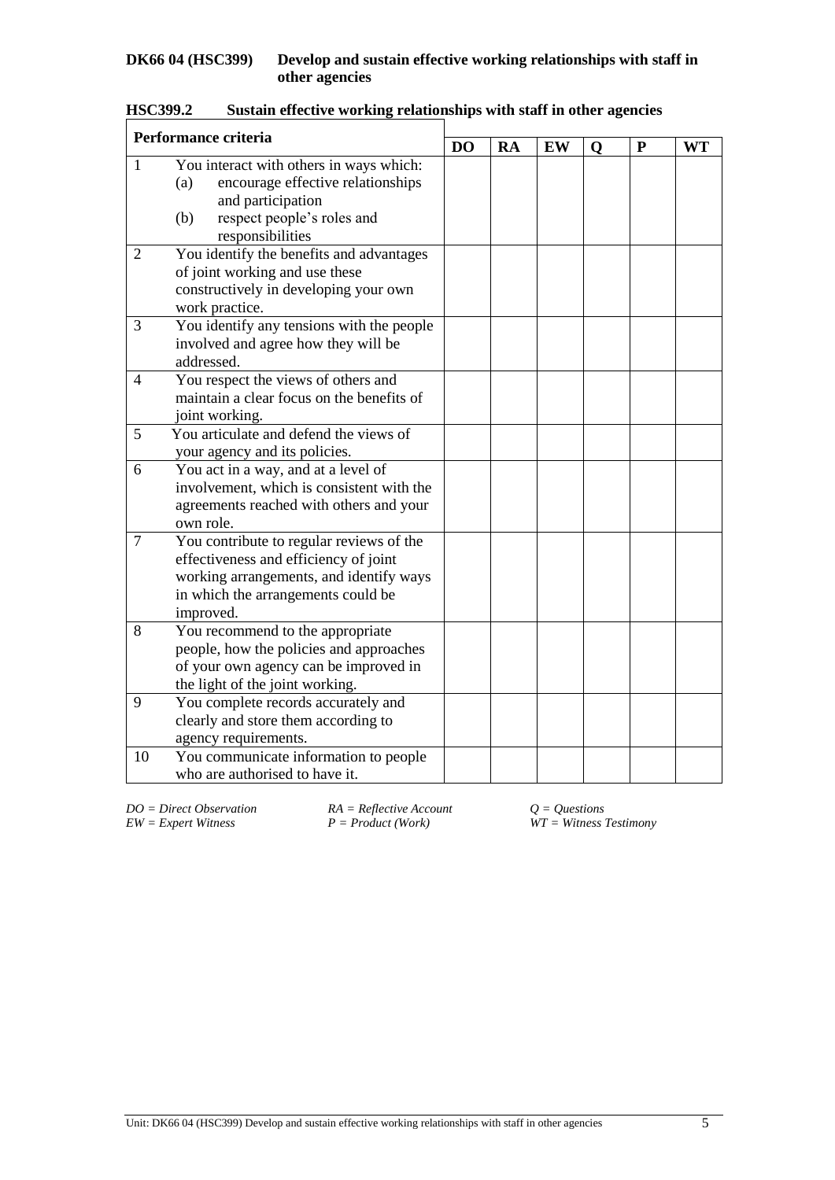**DK66 04 (HSC399) Develop and sustain effective working relationships with staff in other agencies**

**HSC399.2 Sustain effective working relationships with staff in other agencies**

| Performance criteria | | DO | RA | EW | Q | P | WT |
|---|---|---|---|---|---|---|---|
| 1 | You interact with others in ways which: (a) encourage effective relationships and participation (b) respect people's roles and responsibilities | | | | | | |
| 2 | You identify the benefits and advantages of joint working and use these constructively in developing your own work practice. | | | | | | |
| 3 | You identify any tensions with the people involved and agree how they will be addressed. | | | | | | |
| 4 | You respect the views of others and maintain a clear focus on the benefits of joint working. | | | | | | |
| 5 | You articulate and defend the views of your agency and its policies. | | | | | | |
| 6 | You act in a way, and at a level of involvement, which is consistent with the agreements reached with others and your own role. | | | | | | |
| 7 | You contribute to regular reviews of the effectiveness and efficiency of joint working arrangements, and identify ways in which the arrangements could be improved. | | | | | | |
| 8 | You recommend to the appropriate people, how the policies and approaches of your own agency can be improved in the light of the joint working. | | | | | | |
| 9 | You complete records accurately and clearly and store them according to agency requirements. | | | | | | |
| 10 | You communicate information to people who are authorised to have it. | | | | | | |

*DO = Direct Observation* *RA = Reflective Account* *Q = Questions*
*EW = Expert Witness* *P = Product (Work)* *WT = Witness Testimony*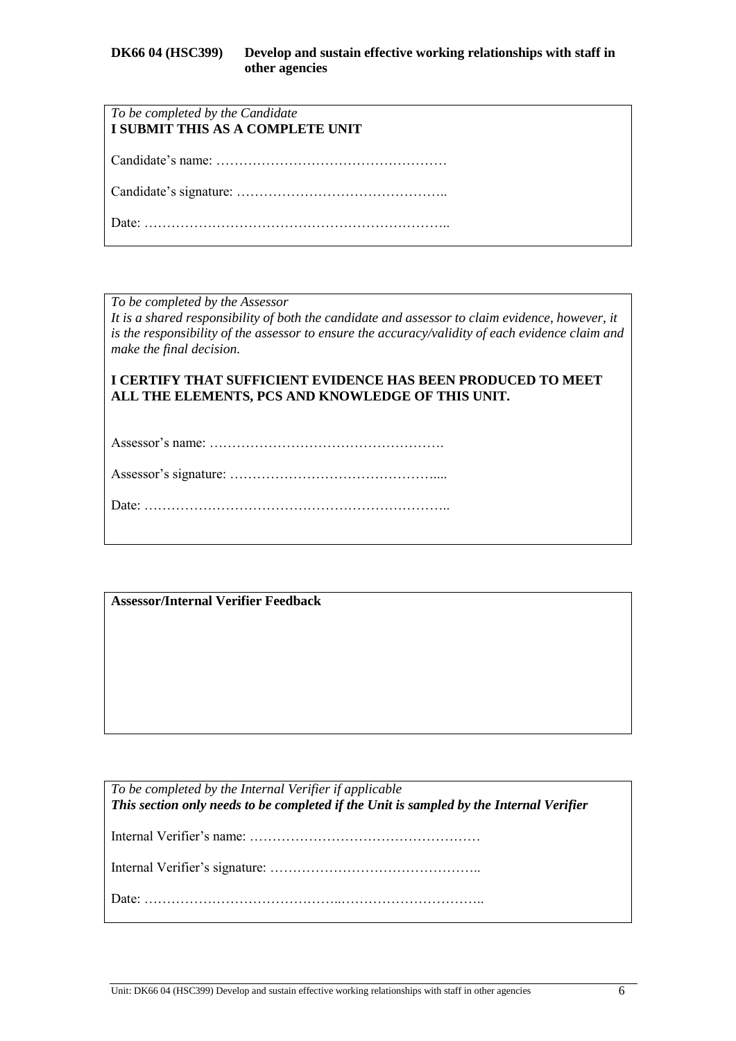**DK66 04 (HSC399) Develop and sustain effective working relationships with staff in other agencies**

*To be completed by the Candidate*
**I SUBMIT THIS AS A COMPLETE UNIT**

Candidate's name: ……………………………………………

Candidate's signature: ………………………………………..

Date: …………………………………………………………..

*To be completed by the Assessor*
*It is a shared responsibility of both the candidate and assessor to claim evidence, however, it is the responsibility of the assessor to ensure the accuracy/validity of each evidence claim and make the final decision.*

**I CERTIFY THAT SUFFICIENT EVIDENCE HAS BEEN PRODUCED TO MEET ALL THE ELEMENTS, PCS AND KNOWLEDGE OF THIS UNIT.**

Assessor's name: …………………………………………….

Assessor's signature: ……………………………………….....

Date: …………………………………………………………..

**Assessor/Internal Verifier Feedback**

*To be completed by the Internal Verifier if applicable*
***This section only needs to be completed if the Unit is sampled by the Internal Verifier***

Internal Verifier's name: ……………………………………………

Internal Verifier's signature: ………………………………………..

Date: …………………………………..…………………………..